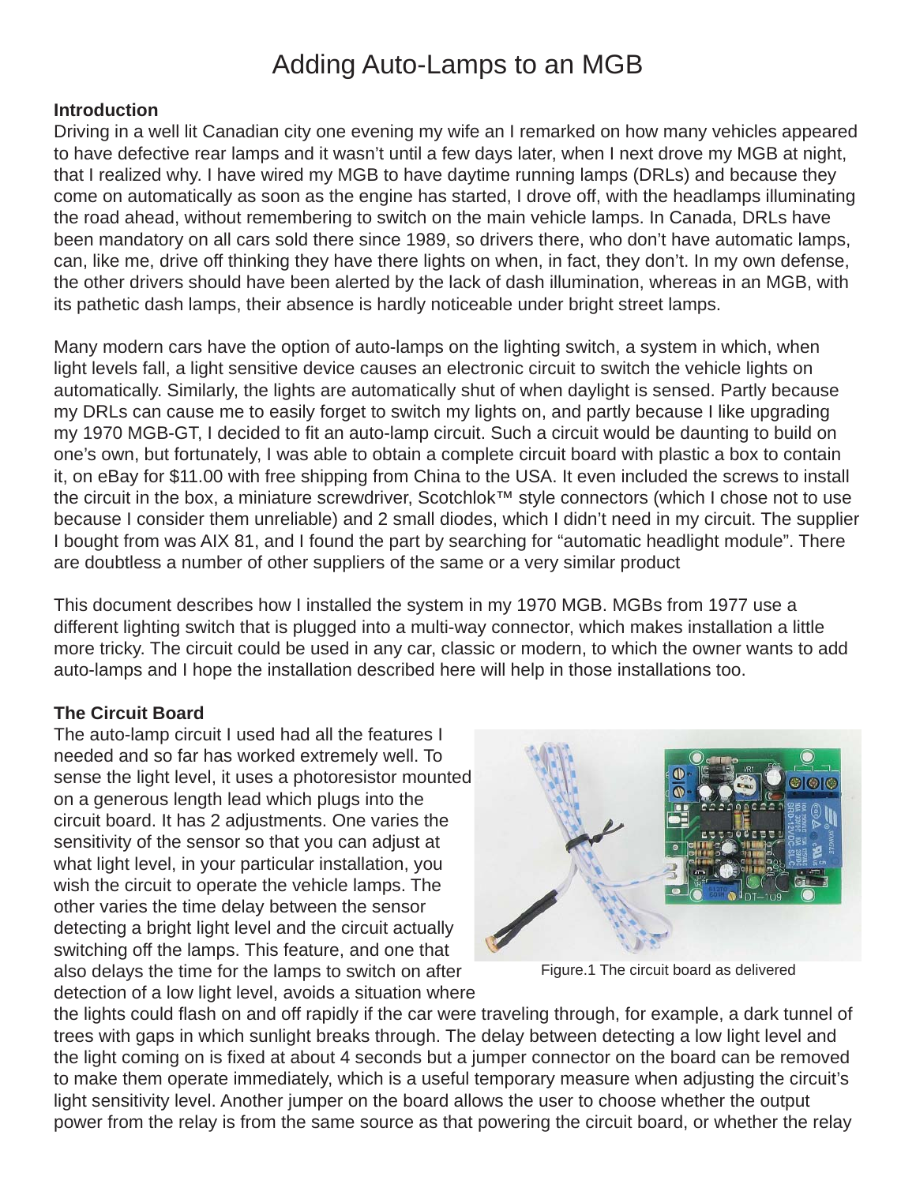# Adding Auto-Lamps to an MGB

## Introduction

Driving in a well lit Canadian city one evening my wife an I remarked on how many vehicles appeared to have defective rear lamps and it wasn't until a few days later, when I next drove my MGB at night, that I realized why. I have wired my MGB to have daytime running lamps (DRLs) and because they come on automatically as soon as the engine has started, I drove off, with the headlamps illuminating the road ahead, without remembering to switch on the main vehicle lamps. In Canada, DRLs have been mandatory on all cars sold there since 1989, so drivers there, who don't have automatic lamps, can, like me, drive off thinking they have there lights on when, in fact, they don't. In my own defense, the other drivers should have been alerted by the lack of dash illumination, whereas in an MGB, with its pathetic dash lamps, their absence is hardly noticeable under bright street lamps.

Many modern cars have the option of auto-lamps on the lighting switch, a system in which, when light levels fall, a light sensitive device causes an electronic circuit to switch the vehicle lights on automatically. Similarly, the lights are automatically shut of when daylight is sensed. Partly because my DRLs can cause me to easily forget to switch my lights on, and partly because I like upgrading my 1970 MGB-GT, I decided to fit an auto-lamp circuit. Such a circuit would be daunting to build on one's own, but fortunately, I was able to obtain a complete circuit board with plastic a box to contain it, on eBay for $11.00 with free shipping from China to the USA. It even included the screws to install the circuit in the box, a miniature screwdriver, Scotchlok™ style connectors (which I chose not to use because I consider them unreliable) and 2 small diodes, which I didn't need in my circuit. The supplier I bought from was AIX 81, and I found the part by searching for "automatic headlight module". There are doubtless a number of other suppliers of the same or a very similar product

This document describes how I installed the system in my 1970 MGB. MGBs from 1977 use a different lighting switch that is plugged into a multi-way connector, which makes installation a little more tricky. The circuit could be used in any car, classic or modern, to which the owner wants to add auto-lamps and I hope the installation described here will help in those installations too.

## The Circuit Board

The auto-lamp circuit I used had all the features I needed and so far has worked extremely well. To sense the light level, it uses a photoresistor mounted on a generous length lead which plugs into the circuit board. It has 2 adjustments. One varies the sensitivity of the sensor so that you can adjust at what light level, in your particular installation, you wish the circuit to operate the vehicle lamps. The other varies the time delay between the sensor detecting a bright light level and the circuit actually switching off the lamps. This feature, and one that also delays the time for the lamps to switch on after detection of a low light level, avoids a situation where the lights could flash on and off rapidly if the car were traveling through, for example, a dark tunnel of trees with gaps in which sunlight breaks through. The delay between detecting a low light level and the light coming on is fixed at about 4 seconds but a jumper connector on the board can be removed to make them operate immediately, which is a useful temporary measure when adjusting the circuit's light sensitivity level. Another jumper on the board allows the user to choose whether the output power from the relay is from the same source as that powering the circuit board, or whether the relay

Figure.1 The circuit board as delivered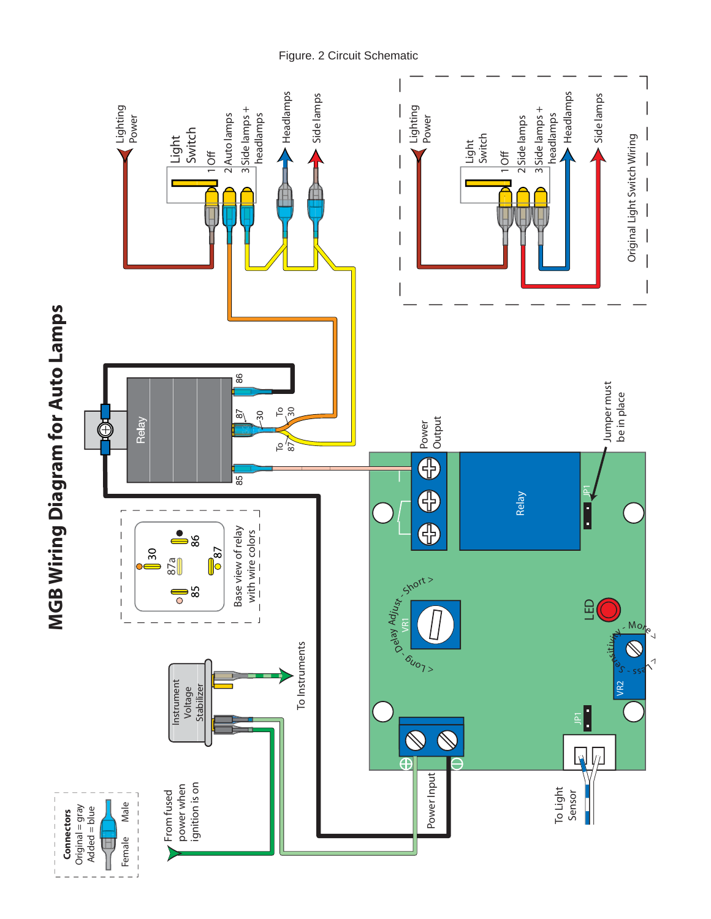Figure. 2 Circuit Schematic

# MGB Wiring Diagram for Auto Lamps

Lighting Power

Light Switch

1 Off

2 Auto lamps

3 Side lamps + headlamps

Headlamps

Side lamps

Lighting Power

Light Switch

1 Off

2 Side lamps

3 Side lamps + headlamps

Headlamps

Side lamps

Original Light Switch Wiring

Relay

86

87

30

To 30

To 87

85

30

87a

86

85

87

Base view of relay with wire colors

Power Output

Relay

JP1

Jumper must be in place

< Long - Delay Adjust - Short >

VR1

LED

VR2

< Less - Sensitivity - More >

JP1

To Light Sensor

Power Input

Instrument Voltage Stabilizer

To Instruments

From fused power when ignition is on

**Connectors**
Original = gray
Added = blue

Female

Male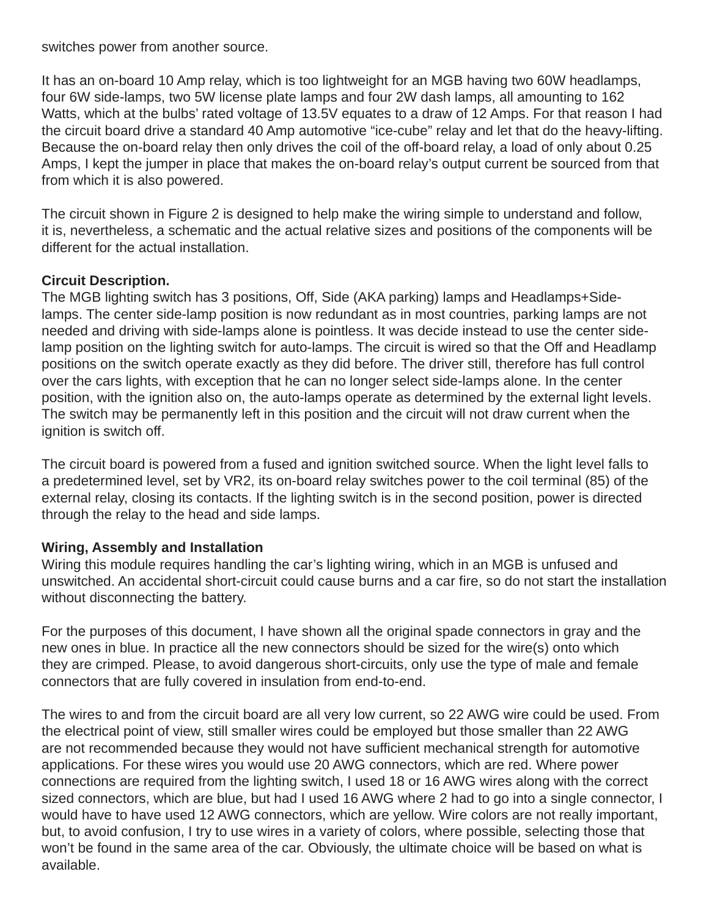switches power from another source.

It has an on-board 10 Amp relay, which is too lightweight for an MGB having two 60W headlamps, four 6W side-lamps, two 5W license plate lamps and four 2W dash lamps, all amounting to 162 Watts, which at the bulbs' rated voltage of 13.5V equates to a draw of 12 Amps. For that reason I had the circuit board drive a standard 40 Amp automotive "ice-cube" relay and let that do the heavy-lifting. Because the on-board relay then only drives the coil of the off-board relay, a load of only about 0.25 Amps, I kept the jumper in place that makes the on-board relay's output current be sourced from that from which it is also powered.

The circuit shown in Figure 2 is designed to help make the wiring simple to understand and follow, it is, nevertheless, a schematic and the actual relative sizes and positions of the components will be different for the actual installation.

**Circuit Description.**

The MGB lighting switch has 3 positions, Off, Side (AKA parking) lamps and Headlamps+Side-lamps. The center side-lamp position is now redundant as in most countries, parking lamps are not needed and driving with side-lamps alone is pointless. It was decide instead to use the center side-lamp position on the lighting switch for auto-lamps. The circuit is wired so that the Off and Headlamp positions on the switch operate exactly as they did before. The driver still, therefore has full control over the cars lights, with exception that he can no longer select side-lamps alone. In the center position, with the ignition also on, the auto-lamps operate as determined by the external light levels. The switch may be permanently left in this position and the circuit will not draw current when the ignition is switch off.

The circuit board is powered from a fused and ignition switched source. When the light level falls to a predetermined level, set by VR2, its on-board relay switches power to the coil terminal (85) of the external relay, closing its contacts. If the lighting switch is in the second position, power is directed through the relay to the head and side lamps.

**Wiring, Assembly and Installation**

Wiring this module requires handling the car's lighting wiring, which in an MGB is unfused and unswitched. An accidental short-circuit could cause burns and a car fire, so do not start the installation without disconnecting the battery.

For the purposes of this document, I have shown all the original spade connectors in gray and the new ones in blue. In practice all the new connectors should be sized for the wire(s) onto which they are crimped. Please, to avoid dangerous short-circuits, only use the type of male and female connectors that are fully covered in insulation from end-to-end.

The wires to and from the circuit board are all very low current, so 22 AWG wire could be used. From the electrical point of view, still smaller wires could be employed but those smaller than 22 AWG are not recommended because they would not have sufficient mechanical strength for automotive applications. For these wires you would use 20 AWG connectors, which are red. Where power connections are required from the lighting switch, I used 18 or 16 AWG wires along with the correct sized connectors, which are blue, but had I used 16 AWG where 2 had to go into a single connector, I would have to have used 12 AWG connectors, which are yellow. Wire colors are not really important, but, to avoid confusion, I try to use wires in a variety of colors, where possible, selecting those that won't be found in the same area of the car. Obviously, the ultimate choice will be based on what is available.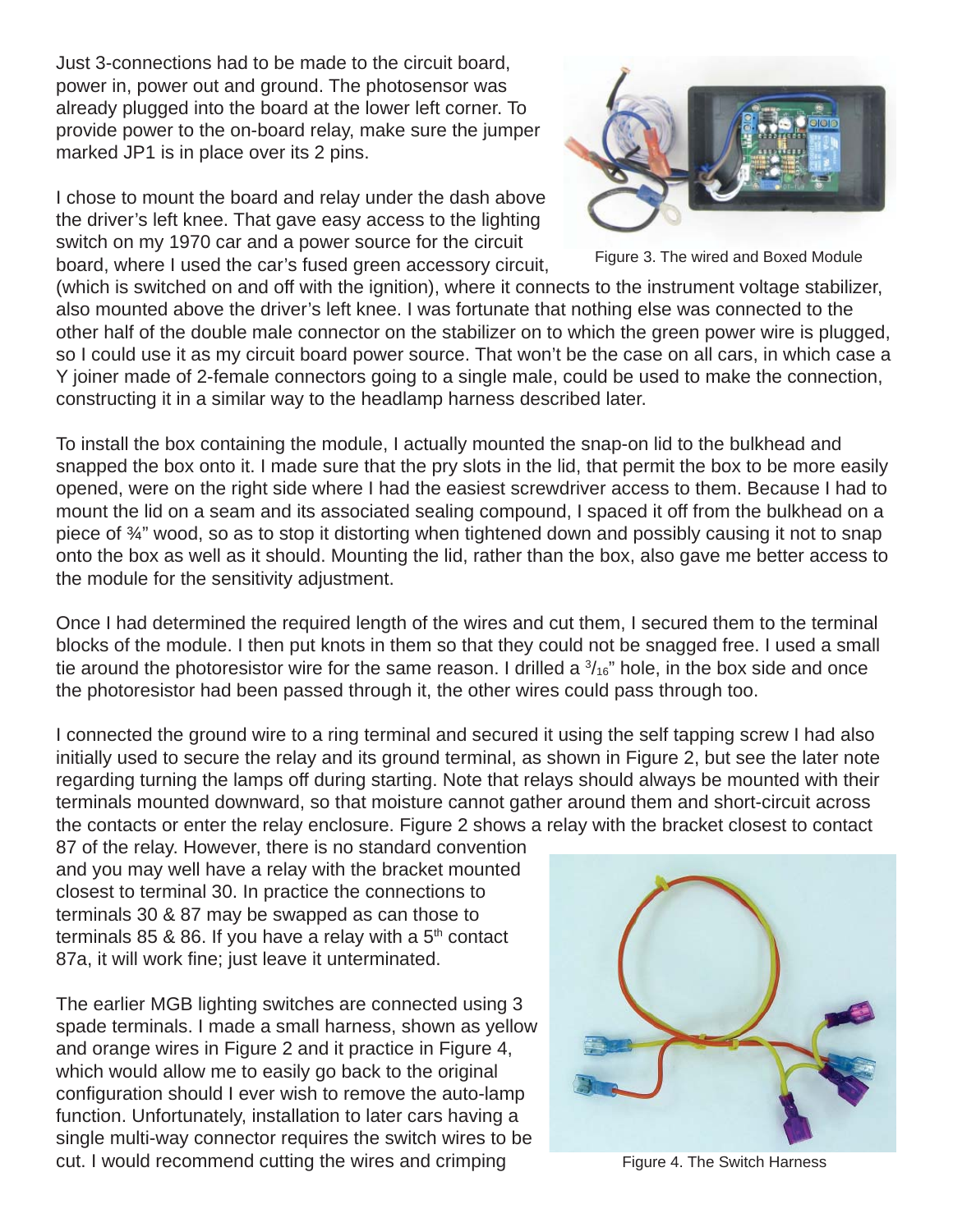Just 3-connections had to be made to the circuit board, power in, power out and ground. The photosensor was already plugged into the board at the lower left corner. To provide power to the on-board relay, make sure the jumper marked JP1 is in place over its 2 pins.

I chose to mount the board and relay under the dash above the driver's left knee. That gave easy access to the lighting switch on my 1970 car and a power source for the circuit board, where I used the car's fused green accessory circuit, (which is switched on and off with the ignition), where it connects to the instrument voltage stabilizer, also mounted above the driver's left knee. I was fortunate that nothing else was connected to the other half of the double male connector on the stabilizer on to which the green power wire is plugged, so I could use it as my circuit board power source. That won't be the case on all cars, in which case a Y joiner made of 2-female connectors going to a single male, could be used to make the connection, constructing it in a similar way to the headlamp harness described later.

Figure 3. The wired and Boxed Module

To install the box containing the module, I actually mounted the snap-on lid to the bulkhead and snapped the box onto it. I made sure that the pry slots in the lid, that permit the box to be more easily opened, were on the right side where I had the easiest screwdriver access to them. Because I had to mount the lid on a seam and its associated sealing compound, I spaced it off from the bulkhead on a piece of ¾" wood, so as to stop it distorting when tightened down and possibly causing it not to snap onto the box as well as it should. Mounting the lid, rather than the box, also gave me better access to the module for the sensitivity adjustment.

Once I had determined the required length of the wires and cut them, I secured them to the terminal blocks of the module. I then put knots in them so that they could not be snagged free. I used a small tie around the photoresistor wire for the same reason. I drilled a 3/16" hole, in the box side and once the photoresistor had been passed through it, the other wires could pass through too.

I connected the ground wire to a ring terminal and secured it using the self tapping screw I had also initially used to secure the relay and its ground terminal, as shown in Figure 2, but see the later note regarding turning the lamps off during starting. Note that relays should always be mounted with their terminals mounted downward, so that moisture cannot gather around them and short-circuit across the contacts or enter the relay enclosure. Figure 2 shows a relay with the bracket closest to contact 87 of the relay. However, there is no standard convention and you may well have a relay with the bracket mounted closest to terminal 30. In practice the connections to terminals 30 & 87 may be swapped as can those to terminals 85 & 86. If you have a relay with a 5th contact 87a, it will work fine; just leave it unterminated.

The earlier MGB lighting switches are connected using 3 spade terminals. I made a small harness, shown as yellow and orange wires in Figure 2 and it practice in Figure 4, which would allow me to easily go back to the original configuration should I ever wish to remove the auto-lamp function. Unfortunately, installation to later cars having a single multi-way connector requires the switch wires to be cut. I would recommend cutting the wires and crimping

Figure 4. The Switch Harness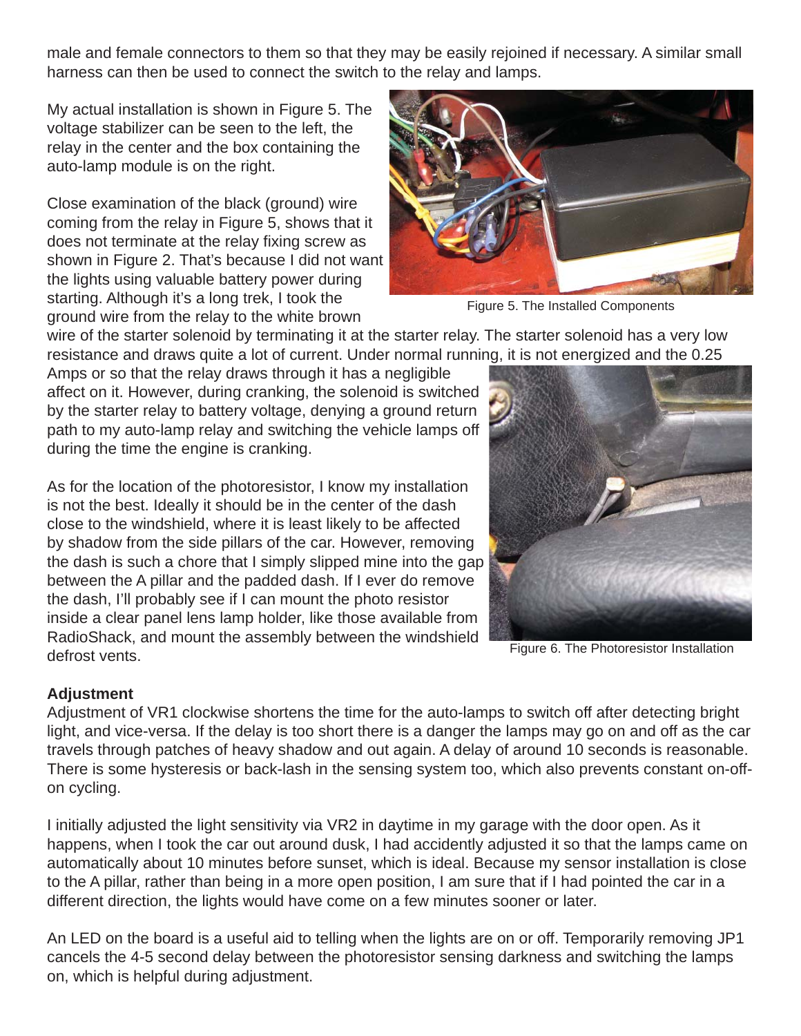male and female connectors to them so that they may be easily rejoined if necessary. A similar small harness can then be used to connect the switch to the relay and lamps.

My actual installation is shown in Figure 5. The voltage stabilizer can be seen to the left, the relay in the center and the box containing the auto-lamp module is on the right.

Figure 5. The Installed Components

Close examination of the black (ground) wire coming from the relay in Figure 5, shows that it does not terminate at the relay fixing screw as shown in Figure 2. That's because I did not want the lights using valuable battery power during starting. Although it's a long trek, I took the ground wire from the relay to the white brown wire of the starter solenoid by terminating it at the starter relay. The starter solenoid has a very low resistance and draws quite a lot of current. Under normal running, it is not energized and the 0.25 Amps or so that the relay draws through it has a negligible affect on it. However, during cranking, the solenoid is switched by the starter relay to battery voltage, denying a ground return path to my auto-lamp relay and switching the vehicle lamps off during the time the engine is cranking.

As for the location of the photoresistor, I know my installation is not the best. Ideally it should be in the center of the dash close to the windshield, where it is least likely to be affected by shadow from the side pillars of the car. However, removing the dash is such a chore that I simply slipped mine into the gap between the A pillar and the padded dash. If I ever do remove the dash, I'll probably see if I can mount the photo resistor inside a clear panel lens lamp holder, like those available from RadioShack, and mount the assembly between the windshield defrost vents.

Figure 6. The Photoresistor Installation

## Adjustment

Adjustment of VR1 clockwise shortens the time for the auto-lamps to switch off after detecting bright light, and vice-versa. If the delay is too short there is a danger the lamps may go on and off as the car travels through patches of heavy shadow and out again. A delay of around 10 seconds is reasonable. There is some hysteresis or back-lash in the sensing system too, which also prevents constant on-off-on cycling.

I initially adjusted the light sensitivity via VR2 in daytime in my garage with the door open. As it happens, when I took the car out around dusk, I had accidently adjusted it so that the lamps came on automatically about 10 minutes before sunset, which is ideal. Because my sensor installation is close to the A pillar, rather than being in a more open position, I am sure that if I had pointed the car in a different direction, the lights would have come on a few minutes sooner or later.

An LED on the board is a useful aid to telling when the lights are on or off. Temporarily removing JP1 cancels the 4-5 second delay between the photoresistor sensing darkness and switching the lamps on, which is helpful during adjustment.